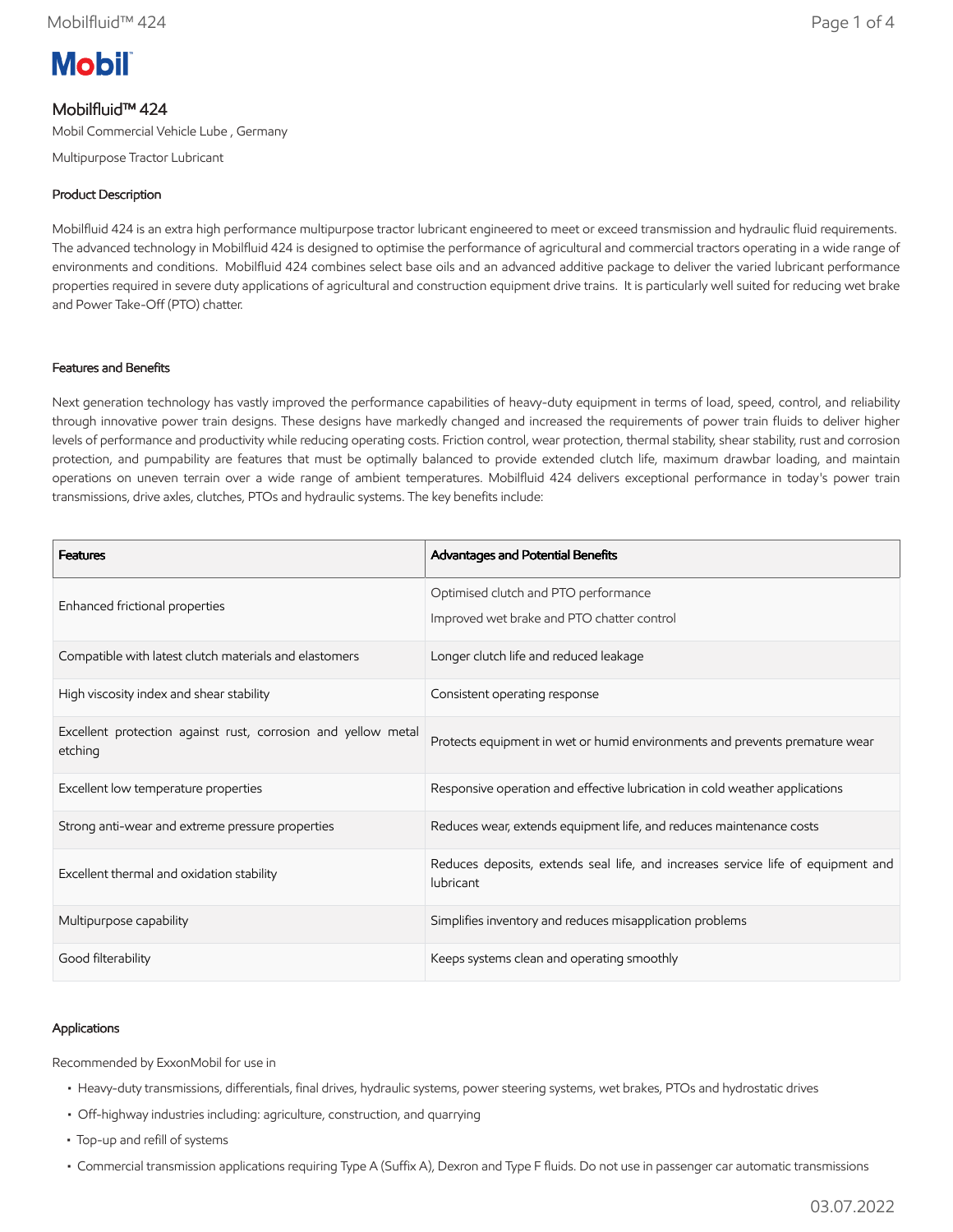Mobil

# Mobilfluid™ 424

Mobil Commercial Vehicle Lube , Germany

Multipurpose Tractor Lubricant

## Product Description

Mobilfluid 424 is an extra high performance multipurpose tractor lubricant engineered to meet or exceed transmission and hydraulic fluid requirements. The advanced technology in Mobilfluid 424 is designed to optimise the performance of agricultural and commercial tractors operating in a wide range of environments and conditions. Mobilfluid 424 combines select base oils and an advanced additive package to deliver the varied lubricant performance properties required in severe duty applications of agricultural and construction equipment drive trains. It is particularly well suited for reducing wet brake and Power Take-Off (PTO) chatter.

## Features and Benefits

Next generation technology has vastly improved the performance capabilities of heavy-duty equipment in terms of load, speed, control, and reliability through innovative power train designs. These designs have markedly changed and increased the requirements of power train fluids to deliver higher levels of performance and productivity while reducing operating costs. Friction control, wear protection, thermal stability, shear stability, rust and corrosion protection, and pumpability are features that must be optimally balanced to provide extended clutch life, maximum drawbar loading, and maintain operations on uneven terrain over a wide range of ambient temperatures. Mobilfluid 424 delivers exceptional performance in today's power train transmissions, drive axles, clutches, PTOs and hydraulic systems. The key benefits include:

| Features | Advantages and Potential Benefits |
|---|---|
| Enhanced frictional properties | Optimised clutch and PTO performance<br>Improved wet brake and PTO chatter control |
| Compatible with latest clutch materials and elastomers | Longer clutch life and reduced leakage |
| High viscosity index and shear stability | Consistent operating response |
| Excellent protection against rust, corrosion and yellow metal etching | Protects equipment in wet or humid environments and prevents premature wear |
| Excellent low temperature properties | Responsive operation and effective lubrication in cold weather applications |
| Strong anti-wear and extreme pressure properties | Reduces wear, extends equipment life, and reduces maintenance costs |
| Excellent thermal and oxidation stability | Reduces deposits, extends seal life, and increases service life of equipment and lubricant |
| Multipurpose capability | Simplifies inventory and reduces misapplication problems |
| Good filterability | Keeps systems clean and operating smoothly |

## Applications

Recommended by ExxonMobil for use in

- Heavy-duty transmissions, differentials, final drives, hydraulic systems, power steering systems, wet brakes, PTOs and hydrostatic drives
- Off-highway industries including: agriculture, construction, and quarrying
- Top-up and refill of systems
- Commercial transmission applications requiring Type A (Suffix A), Dexron and Type F fluids. Do not use in passenger car automatic transmissions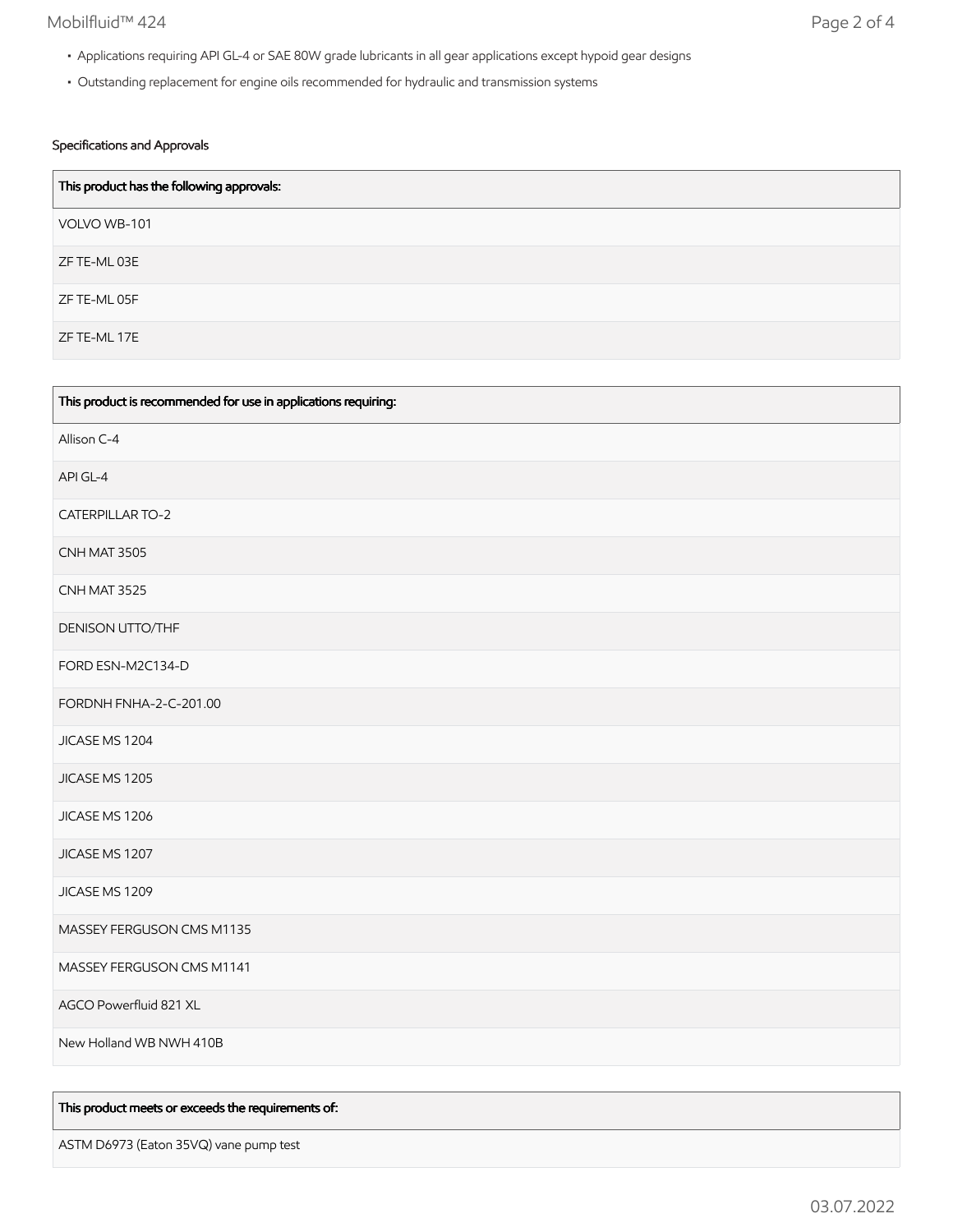- Applications requiring API GL-4 or SAE 80W grade lubricants in all gear applications except hypoid gear designs
- Outstanding replacement for engine oils recommended for hydraulic and transmission systems

### Specifications and Approvals

| This product has the following approvals: |
| --- |
| VOLVO WB-101 |
| ZF TE-ML 03E |
| ZF TE-ML 05F |
| ZF TE-ML 17E |

| This product is recommended for use in applications requiring: |
| --- |
| Allison C-4 |
| API GL-4 |
| CATERPILLAR TO-2 |
| CNH MAT 3505 |
| CNH MAT 3525 |
| DENISON UTTO/THF |
| FORD ESN-M2C134-D |
| FORDNH FNHA-2-C-201.00 |
| JICASE MS 1204 |
| JICASE MS 1205 |
| JICASE MS 1206 |
| JICASE MS 1207 |
| JICASE MS 1209 |
| MASSEY FERGUSON CMS M1135 |
| MASSEY FERGUSON CMS M1141 |
| AGCO Powerfluid 821 XL |
| New Holland WB NWH 410B |

| This product meets or exceeds the requirements of: |
| --- |
| ASTM D6973 (Eaton 35VQ) vane pump test |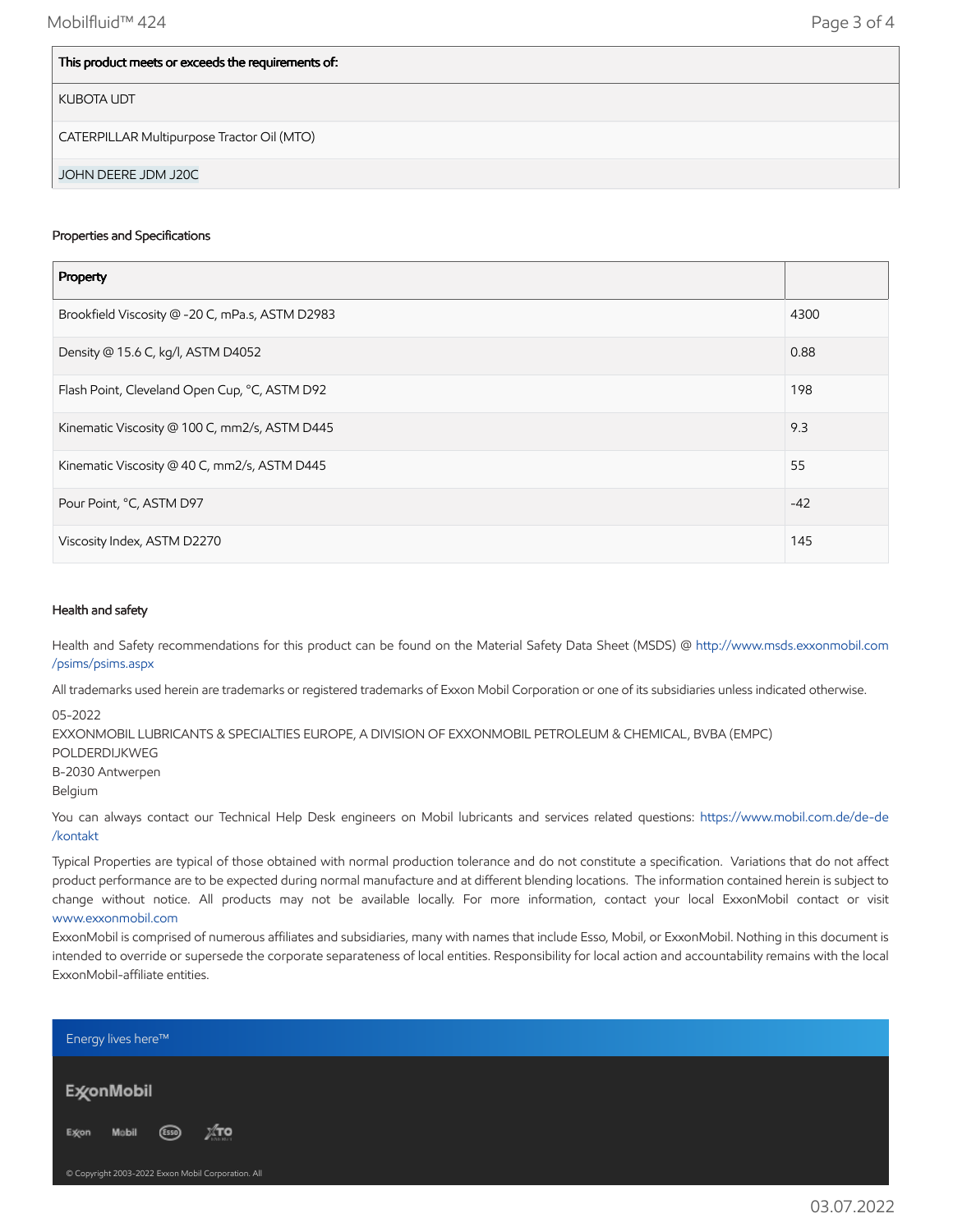| This product meets or exceeds the requirements of: |
|---|
| KUBOTA UDT |
| CATERPILLAR Multipurpose Tractor Oil (MTO) |
| JOHN DEERE JDM J20C |

### Properties and Specifications

| Property | |
|---|---|
| Brookfield Viscosity @ -20 C, mPa.s, ASTM D2983 | 4300 |
| Density @ 15.6 C, kg/l, ASTM D4052 | 0.88 |
| Flash Point, Cleveland Open Cup, °C, ASTM D92 | 198 |
| Kinematic Viscosity @ 100 C, mm2/s, ASTM D445 | 9.3 |
| Kinematic Viscosity @ 40 C, mm2/s, ASTM D445 | 55 |
| Pour Point, °C, ASTM D97 | -42 |
| Viscosity Index, ASTM D2270 | 145 |

### Health and safety

Health and Safety recommendations for this product can be found on the Material Safety Data Sheet (MSDS) @ http://www.msds.exxonmobil.com/psims/psims.aspx

All trademarks used herein are trademarks or registered trademarks of Exxon Mobil Corporation or one of its subsidiaries unless indicated otherwise.

05-2022
EXXONMOBIL LUBRICANTS & SPECIALTIES EUROPE, A DIVISION OF EXXONMOBIL PETROLEUM & CHEMICAL, BVBA (EMPC)
POLDERDIJKWEG
B-2030 Antwerpen
Belgium

You can always contact our Technical Help Desk engineers on Mobil lubricants and services related questions: https://www.mobil.com.de/de-de/kontakt

Typical Properties are typical of those obtained with normal production tolerance and do not constitute a specification. Variations that do not affect product performance are to be expected during normal manufacture and at different blending locations. The information contained herein is subject to change without notice. All products may not be available locally. For more information, contact your local ExxonMobil contact or visit www.exxonmobil.com

ExxonMobil is comprised of numerous affiliates and subsidiaries, many with names that include Esso, Mobil, or ExxonMobil. Nothing in this document is intended to override or supersede the corporate separateness of local entities. Responsibility for local action and accountability remains with the local ExxonMobil-affiliate entities.

Energy lives here™

ExxonMobil

Exxon Mobil Esso XTO

© Copyright 2003-2022 Exxon Mobil Corporation. All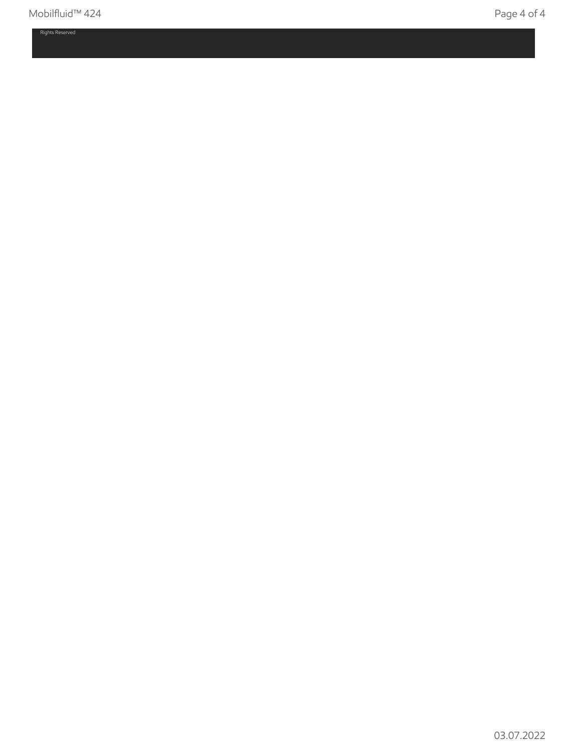Rights Reserved